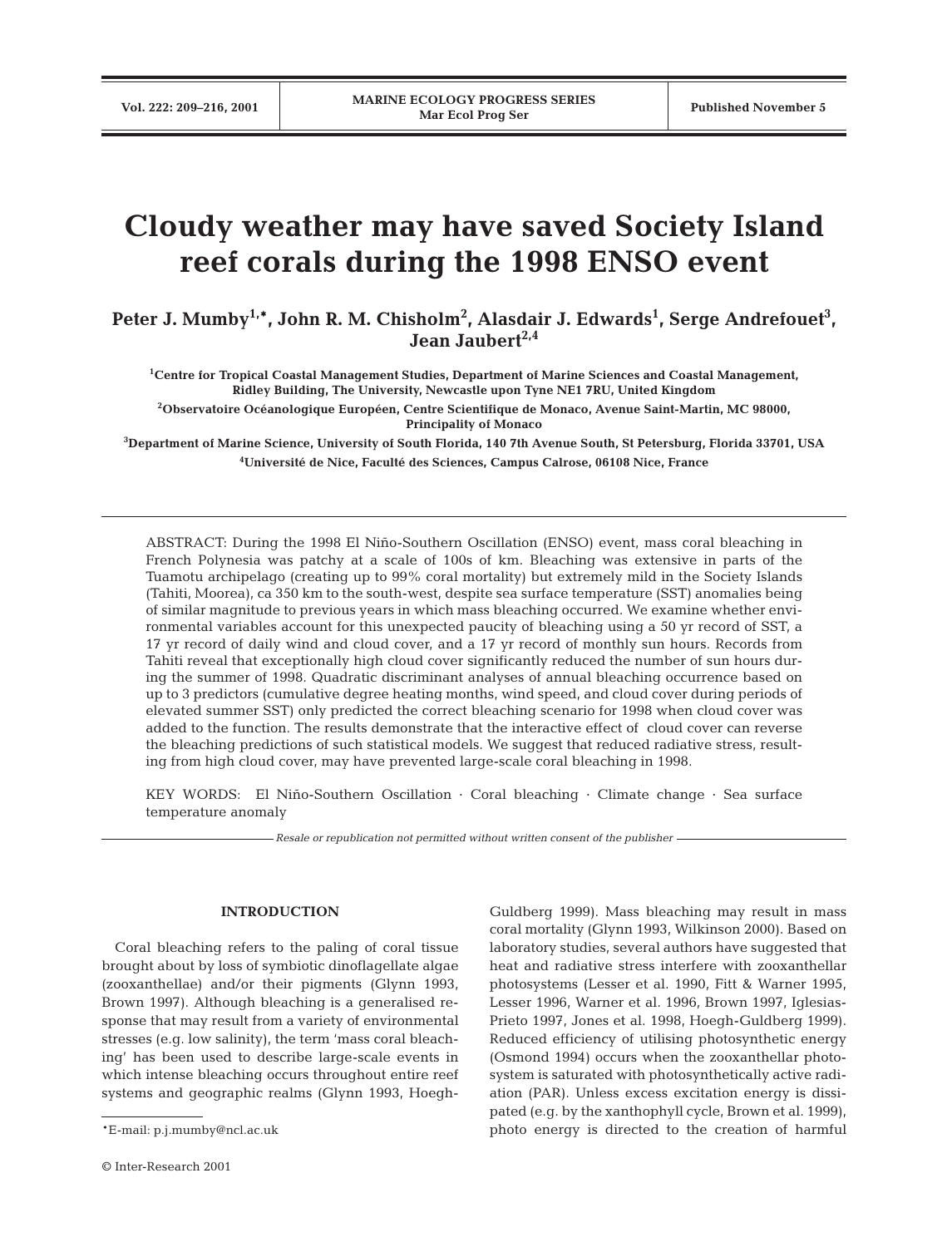# Cloudy weather may have saved Society Island reef corals during the 1998 ENSO event

**Peter J. Mumby[1,*], John R. M. Chisholm[2], Alasdair J. Edwards[1], Serge Andrefouet[3], Jean Jaubert[2,4]**

[1]Centre for Tropical Coastal Management Studies, Department of Marine Sciences and Coastal Management, Ridley Building, The University, Newcastle upon Tyne NE1 7RU, United Kingdom

[2]Observatoire Océanologique Européen, Centre Scientifique de Monaco, Avenue Saint-Martin, MC 98000, Principality of Monaco

[3]Department of Marine Science, University of South Florida, 140 7th Avenue South, St Petersburg, Florida 33701, USA

[4]Université de Nice, Faculté des Sciences, Campus Calrose, 06108 Nice, France

ABSTRACT: During the 1998 El Niño-Southern Oscillation (ENSO) event, mass coral bleaching in French Polynesia was patchy at a scale of 100s of km. Bleaching was extensive in parts of the Tuamotu archipelago (creating up to 99% coral mortality) but extremely mild in the Society Islands (Tahiti, Moorea), ca 350 km to the south-west, despite sea surface temperature (SST) anomalies being of similar magnitude to previous years in which mass bleaching occurred. We examine whether environmental variables account for this unexpected paucity of bleaching using a 50 yr record of SST, a 17 yr record of daily wind and cloud cover, and a 17 yr record of monthly sun hours. Records from Tahiti reveal that exceptionally high cloud cover significantly reduced the number of sun hours during the summer of 1998. Quadratic discriminant analyses of annual bleaching occurrence based on up to 3 predictors (cumulative degree heating months, wind speed, and cloud cover during periods of elevated summer SST) only predicted the correct bleaching scenario for 1998 when cloud cover was added to the function. The results demonstrate that the interactive effect of cloud cover can reverse the bleaching predictions of such statistical models. We suggest that reduced radiative stress, resulting from high cloud cover, may have prevented large-scale coral bleaching in 1998.

KEY WORDS: El Niño-Southern Oscillation · Coral bleaching · Climate change · Sea surface temperature anomaly

*Resale or republication not permitted without written consent of the publisher*

## INTRODUCTION

Coral bleaching refers to the paling of coral tissue brought about by loss of symbiotic dinoflagellate algae (zooxanthellae) and/or their pigments (Glynn 1993, Brown 1997). Although bleaching is a generalised response that may result from a variety of environmental stresses (e.g. low salinity), the term 'mass coral bleaching' has been used to describe large-scale events in which intense bleaching occurs throughout entire reef systems and geographic realms (Glynn 1993, Hoegh-Guldberg 1999). Mass bleaching may result in mass coral mortality (Glynn 1993, Wilkinson 2000). Based on laboratory studies, several authors have suggested that heat and radiative stress interfere with zooxanthellar photosystems (Lesser et al. 1990, Fitt & Warner 1995, Lesser 1996, Warner et al. 1996, Brown 1997, Iglesias-Prieto 1997, Jones et al. 1998, Hoegh-Guldberg 1999). Reduced efficiency of utilising photosynthetic energy (Osmond 1994) occurs when the zooxanthellar photosystem is saturated with photosynthetically active radiation (PAR). Unless excess excitation energy is dissipated (e.g. by the xanthophyll cycle, Brown et al. 1999), photo energy is directed to the creation of harmful

*E-mail: p.j.mumby@ncl.ac.uk

© Inter-Research 2001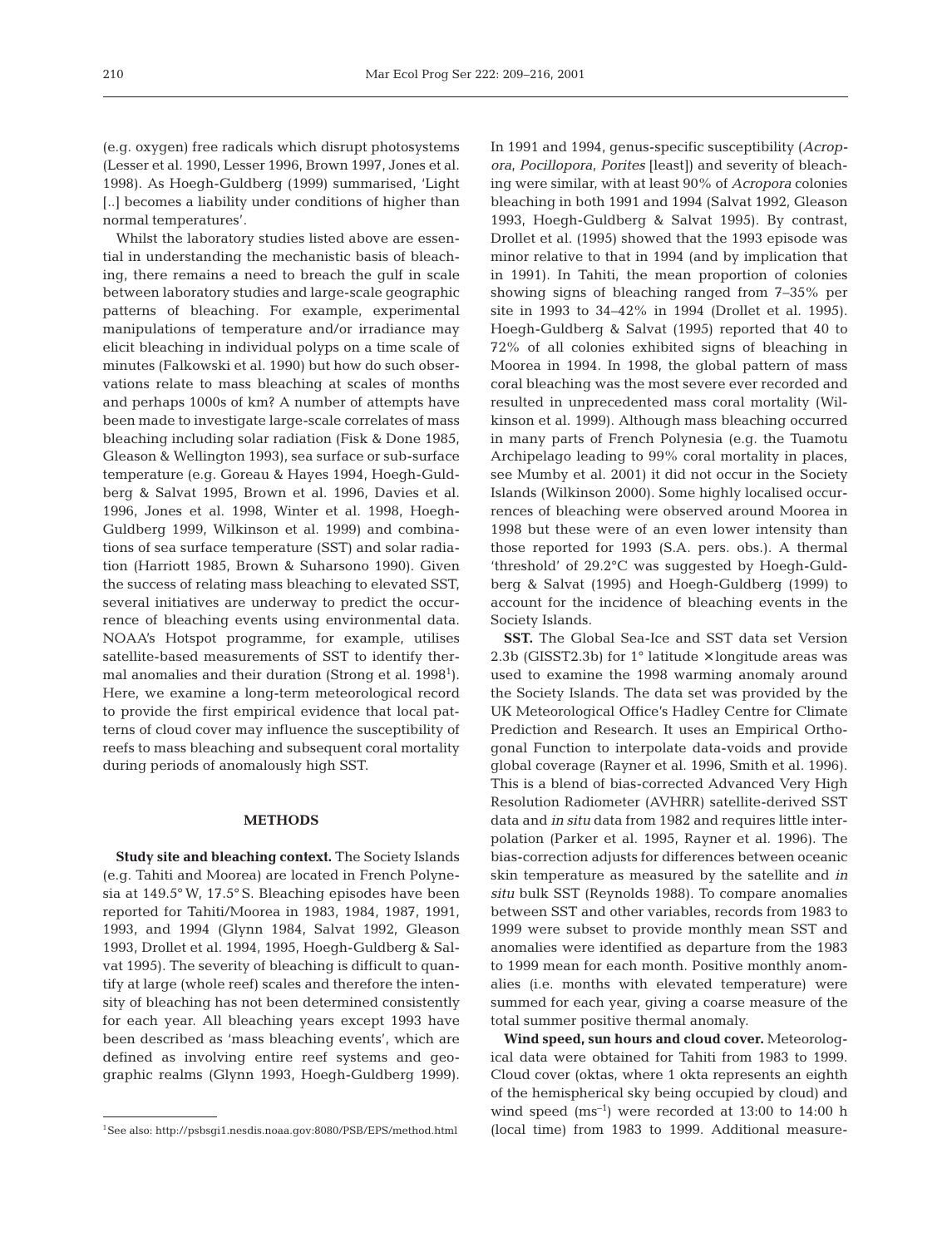(e.g. oxygen) free radicals which disrupt photosystems (Lesser et al. 1990, Lesser 1996, Brown 1997, Jones et al. 1998). As Hoegh-Guldberg (1999) summarised, 'Light [..] becomes a liability under conditions of higher than normal temperatures'.

Whilst the laboratory studies listed above are essential in understanding the mechanistic basis of bleaching, there remains a need to breach the gulf in scale between laboratory studies and large-scale geographic patterns of bleaching. For example, experimental manipulations of temperature and/or irradiance may elicit bleaching in individual polyps on a time scale of minutes (Falkowski et al. 1990) but how do such observations relate to mass bleaching at scales of months and perhaps 1000s of km? A number of attempts have been made to investigate large-scale correlates of mass bleaching including solar radiation (Fisk & Done 1985, Gleason & Wellington 1993), sea surface or sub-surface temperature (e.g. Goreau & Hayes 1994, Hoegh-Guldberg & Salvat 1995, Brown et al. 1996, Davies et al. 1996, Jones et al. 1998, Winter et al. 1998, Hoegh-Guldberg 1999, Wilkinson et al. 1999) and combinations of sea surface temperature (SST) and solar radiation (Harriott 1985, Brown & Suharsono 1990). Given the success of relating mass bleaching to elevated SST, several initiatives are underway to predict the occurrence of bleaching events using environmental data. NOAA's Hotspot programme, for example, utilises satellite-based measurements of SST to identify thermal anomalies and their duration (Strong et al. 1998[1]). Here, we examine a long-term meteorological record to provide the first empirical evidence that local patterns of cloud cover may influence the susceptibility of reefs to mass bleaching and subsequent coral mortality during periods of anomalously high SST.

## METHODS

**Study site and bleaching context.** The Society Islands (e.g. Tahiti and Moorea) are located in French Polynesia at 149.5° W, 17.5° S. Bleaching episodes have been reported for Tahiti/Moorea in 1983, 1984, 1987, 1991, 1993, and 1994 (Glynn 1984, Salvat 1992, Gleason 1993, Drollet et al. 1994, 1995, Hoegh-Guldberg & Salvat 1995). The severity of bleaching is difficult to quantify at large (whole reef) scales and therefore the intensity of bleaching has not been determined consistently for each year. All bleaching years except 1993 have been described as 'mass bleaching events', which are defined as involving entire reef systems and geographic realms (Glynn 1993, Hoegh-Guldberg 1999). In 1991 and 1994, genus-specific susceptibility (*Acropora*, *Pocillopora*, *Porites* [least]) and severity of bleaching were similar, with at least 90% of *Acropora* colonies bleaching in both 1991 and 1994 (Salvat 1992, Gleason 1993, Hoegh-Guldberg & Salvat 1995). By contrast, Drollet et al. (1995) showed that the 1993 episode was minor relative to that in 1994 (and by implication that in 1991). In Tahiti, the mean proportion of colonies showing signs of bleaching ranged from 7–35% per site in 1993 to 34–42% in 1994 (Drollet et al. 1995). Hoegh-Guldberg & Salvat (1995) reported that 40 to 72% of all colonies exhibited signs of bleaching in Moorea in 1994. In 1998, the global pattern of mass coral bleaching was the most severe ever recorded and resulted in unprecedented mass coral mortality (Wilkinson et al. 1999). Although mass bleaching occurred in many parts of French Polynesia (e.g. the Tuamotu Archipelago leading to 99% coral mortality in places, see Mumby et al. 2001) it did not occur in the Society Islands (Wilkinson 2000). Some highly localised occurrences of bleaching were observed around Moorea in 1998 but these were of an even lower intensity than those reported for 1993 (S.A. pers. obs.). A thermal 'threshold' of 29.2°C was suggested by Hoegh-Guldberg & Salvat (1995) and Hoegh-Guldberg (1999) to account for the incidence of bleaching events in the Society Islands.

**SST.** The Global Sea-Ice and SST data set Version 2.3b (GISST2.3b) for 1° latitude × longitude areas was used to examine the 1998 warming anomaly around the Society Islands. The data set was provided by the UK Meteorological Office's Hadley Centre for Climate Prediction and Research. It uses an Empirical Orthogonal Function to interpolate data-voids and provide global coverage (Rayner et al. 1996, Smith et al. 1996). This is a blend of bias-corrected Advanced Very High Resolution Radiometer (AVHRR) satellite-derived SST data and *in situ* data from 1982 and requires little interpolation (Parker et al. 1995, Rayner et al. 1996). The bias-correction adjusts for differences between oceanic skin temperature as measured by the satellite and *in situ* bulk SST (Reynolds 1988). To compare anomalies between SST and other variables, records from 1983 to 1999 were subset to provide monthly mean SST and anomalies were identified as departure from the 1983 to 1999 mean for each month. Positive monthly anomalies (i.e. months with elevated temperature) were summed for each year, giving a coarse measure of the total summer positive thermal anomaly.

**Wind speed, sun hours and cloud cover.** Meteorological data were obtained for Tahiti from 1983 to 1999. Cloud cover (oktas, where 1 okta represents an eighth of the hemispherical sky being occupied by cloud) and wind speed ($ms^{-1}$) were recorded at 13:00 to 14:00 h (local time) from 1983 to 1999. Additional measure-

[1]See also: http://psbsgi1.nesdis.noaa.gov:8080/PSB/EPS/method.html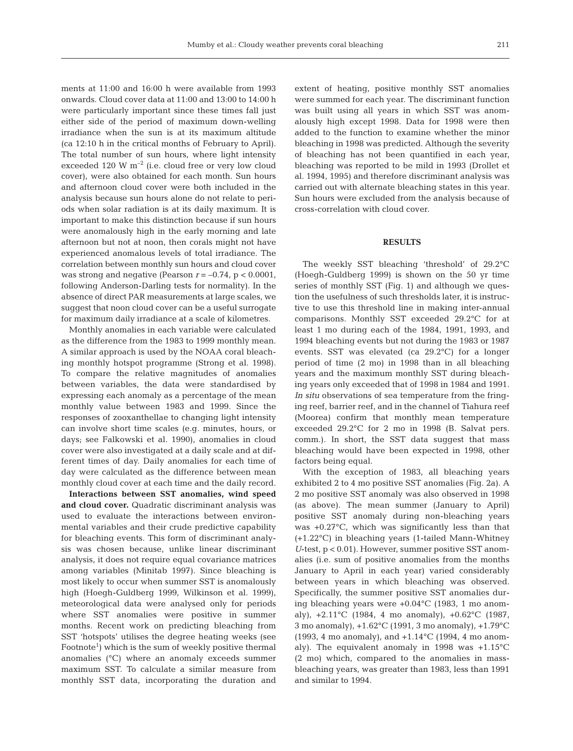ments at 11:00 and 16:00 h were available from 1993 onwards. Cloud cover data at 11:00 and 13:00 to 14:00 h were particularly important since these times fall just either side of the period of maximum down-welling irradiance when the sun is at its maximum altitude (ca 12:10 h in the critical months of February to April). The total number of sun hours, where light intensity exceeded 120 W $m^{-2}$ (i.e. cloud free or very low cloud cover), were also obtained for each month. Sun hours and afternoon cloud cover were both included in the analysis because sun hours alone do not relate to periods when solar radiation is at its daily maximum. It is important to make this distinction because if sun hours were anomalously high in the early morning and late afternoon but not at noon, then corals might not have experienced anomalous levels of total irradiance. The correlation between monthly sun hours and cloud cover was strong and negative (Pearson $r = -0.74$, $p < 0.0001$, following Anderson-Darling tests for normality). In the absence of direct PAR measurements at large scales, we suggest that noon cloud cover can be a useful surrogate for maximum daily irradiance at a scale of kilometres.

Monthly anomalies in each variable were calculated as the difference from the 1983 to 1999 monthly mean. A similar approach is used by the NOAA coral bleaching monthly hotspot programme (Strong et al. 1998). To compare the relative magnitudes of anomalies between variables, the data were standardised by expressing each anomaly as a percentage of the mean monthly value between 1983 and 1999. Since the responses of zooxanthellae to changing light intensity can involve short time scales (e.g. minutes, hours, or days; see Falkowski et al. 1990), anomalies in cloud cover were also investigated at a daily scale and at different times of day. Daily anomalies for each time of day were calculated as the difference between mean monthly cloud cover at each time and the daily record.

**Interactions between SST anomalies, wind speed and cloud cover.** Quadratic discriminant analysis was used to evaluate the interactions between environmental variables and their crude predictive capability for bleaching events. This form of discriminant analysis was chosen because, unlike linear discriminant analysis, it does not require equal covariance matrices among variables (Minitab 1997). Since bleaching is most likely to occur when summer SST is anomalously high (Hoegh-Guldberg 1999, Wilkinson et al. 1999), meteorological data were analysed only for periods where SST anomalies were positive in summer months. Recent work on predicting bleaching from SST 'hotspots' utilises the degree heating weeks (see Footnote[1]) which is the sum of weekly positive thermal anomalies (°C) where an anomaly exceeds summer maximum SST. To calculate a similar measure from monthly SST data, incorporating the duration and extent of heating, positive monthly SST anomalies were summed for each year. The discriminant function was built using all years in which SST was anomalously high except 1998. Data for 1998 were then added to the function to examine whether the minor bleaching in 1998 was predicted. Although the severity of bleaching has not been quantified in each year, bleaching was reported to be mild in 1993 (Drollet et al. 1994, 1995) and therefore discriminant analysis was carried out with alternate bleaching states in this year. Sun hours were excluded from the analysis because of cross-correlation with cloud cover.

## RESULTS

The weekly SST bleaching 'threshold' of 29.2°C (Hoegh-Guldberg 1999) is shown on the 50 yr time series of monthly SST (Fig. 1) and although we question the usefulness of such thresholds later, it is instructive to use this threshold line in making inter-annual comparisons. Monthly SST exceeded 29.2°C for at least 1 mo during each of the 1984, 1991, 1993, and 1994 bleaching events but not during the 1983 or 1987 events. SST was elevated (ca 29.2°C) for a longer period of time (2 mo) in 1998 than in all bleaching years and the maximum monthly SST during bleaching years only exceeded that of 1998 in 1984 and 1991. *In situ* observations of sea temperature from the fringing reef, barrier reef, and in the channel of Tiahura reef (Moorea) confirm that monthly mean temperature exceeded 29.2°C for 2 mo in 1998 (B. Salvat pers. comm.). In short, the SST data suggest that mass bleaching would have been expected in 1998, other factors being equal.

With the exception of 1983, all bleaching years exhibited 2 to 4 mo positive SST anomalies (Fig. 2a). A 2 mo positive SST anomaly was also observed in 1998 (as above). The mean summer (January to April) positive SST anomaly during non-bleaching years was +0.27°C, which was significantly less than that (+1.22°C) in bleaching years (1-tailed Mann-Whitney *U*-test, $p < 0.01$). However, summer positive SST anomalies (i.e. sum of positive anomalies from the months January to April in each year) varied considerably between years in which bleaching was observed. Specifically, the summer positive SST anomalies during bleaching years were +0.04°C (1983, 1 mo anomaly), +2.11°C (1984, 4 mo anomaly), +0.62°C (1987, 3 mo anomaly), +1.62°C (1991, 3 mo anomaly), +1.79°C (1993, 4 mo anomaly), and +1.14°C (1994, 4 mo anomaly). The equivalent anomaly in 1998 was +1.15°C (2 mo) which, compared to the anomalies in mass-bleaching years, was greater than 1983, less than 1991 and similar to 1994.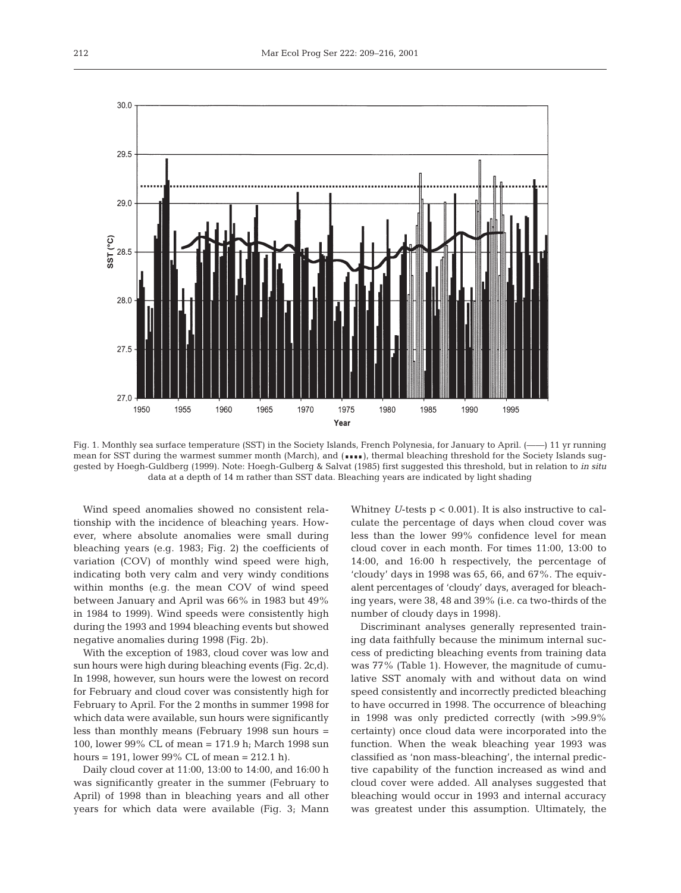Fig. 1. Monthly sea surface temperature (SST) in the Society Islands, French Polynesia, for January to April. (——) 11 yr running mean for SST during the warmest summer month (March), and (▪▪▪▪), thermal bleaching threshold for the Society Islands suggested by Hoegh-Guldberg (1999). Note: Hoegh-Gulberg & Salvat (1985) first suggested this threshold, but in relation to *in situ* data at a depth of 14 m rather than SST data. Bleaching years are indicated by light shading

Wind speed anomalies showed no consistent relationship with the incidence of bleaching years. However, where absolute anomalies were small during bleaching years (e.g. 1983; Fig. 2) the coefficients of variation (COV) of monthly wind speed were high, indicating both very calm and very windy conditions within months (e.g. the mean COV of wind speed between January and April was 66% in 1983 but 49% in 1984 to 1999). Wind speeds were consistently high during the 1993 and 1994 bleaching events but showed negative anomalies during 1998 (Fig. 2b).

With the exception of 1983, cloud cover was low and sun hours were high during bleaching events (Fig. 2c,d). In 1998, however, sun hours were the lowest on record for February and cloud cover was consistently high for February to April. For the 2 months in summer 1998 for which data were available, sun hours were significantly less than monthly means (February 1998 sun hours = 100, lower 99% CL of mean = 171.9 h; March 1998 sun hours = 191, lower 99% CL of mean = 212.1 h).

Daily cloud cover at 11:00, 13:00 to 14:00, and 16:00 h was significantly greater in the summer (February to April) of 1998 than in bleaching years and all other years for which data were available (Fig. 3; Mann Whitney *U*-tests $p < 0.001$). It is also instructive to calculate the percentage of days when cloud cover was less than the lower 99% confidence level for mean cloud cover in each month. For times 11:00, 13:00 to 14:00, and 16:00 h respectively, the percentage of 'cloudy' days in 1998 was 65, 66, and 67%. The equivalent percentages of 'cloudy' days, averaged for bleaching years, were 38, 48 and 39% (i.e. ca two-thirds of the number of cloudy days in 1998).

Discriminant analyses generally represented training data faithfully because the minimum internal success of predicting bleaching events from training data was 77% (Table 1). However, the magnitude of cumulative SST anomaly with and without data on wind speed consistently and incorrectly predicted bleaching to have occurred in 1998. The occurrence of bleaching in 1998 was only predicted correctly (with >99.9% certainty) once cloud data were incorporated into the function. When the weak bleaching year 1993 was classified as 'non mass-bleaching', the internal predictive capability of the function increased as wind and cloud cover were added. All analyses suggested that bleaching would occur in 1993 and internal accuracy was greatest under this assumption. Ultimately, the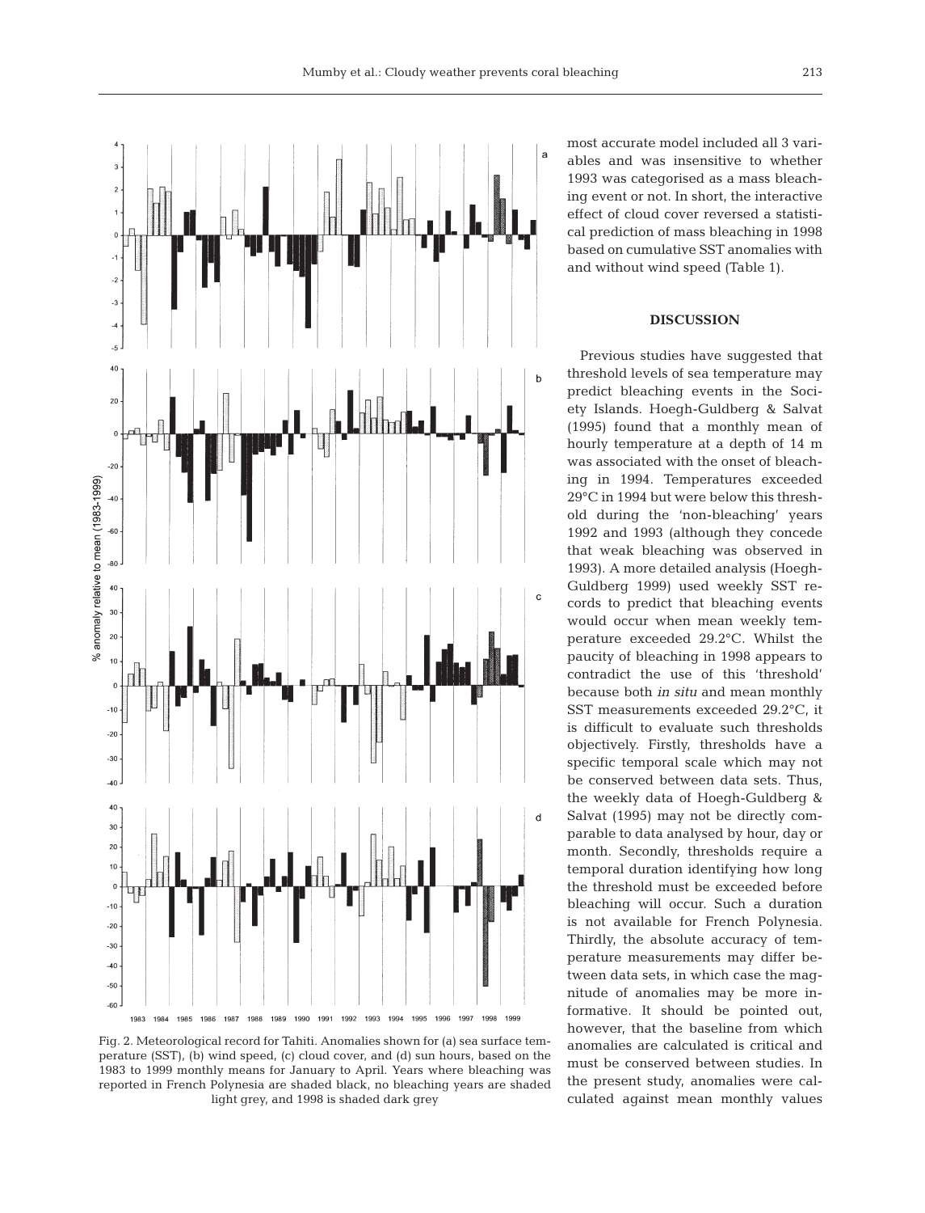Fig. 2. Meteorological record for Tahiti. Anomalies shown for (a) sea surface temperature (SST), (b) wind speed, (c) cloud cover, and (d) sun hours, based on the 1983 to 1999 monthly means for January to April. Years where bleaching was reported in French Polynesia are shaded black, no bleaching years are shaded light grey, and 1998 is shaded dark grey

most accurate model included all 3 variables and was insensitive to whether 1993 was categorised as a mass bleaching event or not. In short, the interactive effect of cloud cover reversed a statistical prediction of mass bleaching in 1998 based on cumulative SST anomalies with and without wind speed (Table 1).

## DISCUSSION

Previous studies have suggested that threshold levels of sea temperature may predict bleaching events in the Society Islands. Hoegh-Guldberg & Salvat (1995) found that a monthly mean of hourly temperature at a depth of 14 m was associated with the onset of bleaching in 1994. Temperatures exceeded 29°C in 1994 but were below this threshold during the 'non-bleaching' years 1992 and 1993 (although they concede that weak bleaching was observed in 1993). A more detailed analysis (Hoegh-Guldberg 1999) used weekly SST records to predict that bleaching events would occur when mean weekly temperature exceeded 29.2°C. Whilst the paucity of bleaching in 1998 appears to contradict the use of this 'threshold' because both *in situ* and mean monthly SST measurements exceeded 29.2°C, it is difficult to evaluate such thresholds objectively. Firstly, thresholds have a specific temporal scale which may not be conserved between data sets. Thus, the weekly data of Hoegh-Guldberg & Salvat (1995) may not be directly comparable to data analysed by hour, day or month. Secondly, thresholds require a temporal duration identifying how long the threshold must be exceeded before bleaching will occur. Such a duration is not available for French Polynesia. Thirdly, the absolute accuracy of temperature measurements may differ between data sets, in which case the magnitude of anomalies may be more informative. It should be pointed out, however, that the baseline from which anomalies are calculated is critical and must be conserved between studies. In the present study, anomalies were calculated against mean monthly values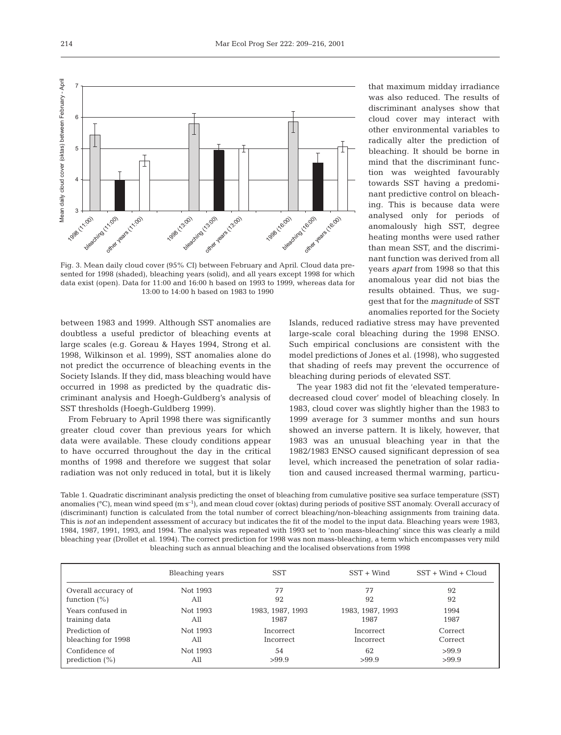Fig. 3. Mean daily cloud cover (95% CI) between February and April. Cloud data presented for 1998 (shaded), bleaching years (solid), and all years except 1998 for which data exist (open). Data for 11:00 and 16:00 h based on 1993 to 1999, whereas data for 13:00 to 14:00 h based on 1983 to 1990

between 1983 and 1999. Although SST anomalies are doubtless a useful predictor of bleaching events at large scales (e.g. Goreau & Hayes 1994, Strong et al. 1998, Wilkinson et al. 1999), SST anomalies alone do not predict the occurrence of bleaching events in the Society Islands. If they did, mass bleaching would have occurred in 1998 as predicted by the quadratic discriminant analysis and Hoegh-Guldberg's analysis of SST thresholds (Hoegh-Guldberg 1999).

From February to April 1998 there was significantly greater cloud cover than previous years for which data were available. These cloudy conditions appear to have occurred throughout the day in the critical months of 1998 and therefore we suggest that solar radiation was not only reduced in total, but it is likely that maximum midday irradiance was also reduced. The results of discriminant analyses show that cloud cover may interact with other environmental variables to radically alter the prediction of bleaching. It should be borne in mind that the discriminant function was weighted favourably towards SST having a predominant predictive control on bleaching. This is because data were analysed only for periods of anomalously high SST, degree heating months were used rather than mean SST, and the discriminant function was derived from all years *apart* from 1998 so that this anomalous year did not bias the results obtained. Thus, we suggest that for the *magnitude* of SST anomalies reported for the Society Islands, reduced radiative stress may have prevented large-scale coral bleaching during the 1998 ENSO. Such empirical conclusions are consistent with the model predictions of Jones et al. (1998), who suggested that shading of reefs may prevent the occurrence of bleaching during periods of elevated SST.

The year 1983 did not fit the 'elevated temperature-decreased cloud cover' model of bleaching closely. In 1983, cloud cover was slightly higher than the 1983 to 1999 average for 3 summer months and sun hours showed an inverse pattern. It is likely, however, that 1983 was an unusual bleaching year in that the 1982/1983 ENSO caused significant depression of sea level, which increased the penetration of solar radiation and caused increased thermal warming, particu-

Table 1. Quadratic discriminant analysis predicting the onset of bleaching from cumulative positive sea surface temperature (SST) anomalies (°C), mean wind speed (m $s^{-1}$), and mean cloud cover (oktas) during periods of positive SST anomaly. Overall accuracy of (discriminant) function is calculated from the total number of correct bleaching/non-bleaching assignments from training data. This is *not* an independent assessment of accuracy but indicates the fit of the model to the input data. Bleaching years were 1983, 1984, 1987, 1991, 1993, and 1994. The analysis was repeated with 1993 set to 'non mass-bleaching' since this was clearly a mild bleaching year (Drollet et al. 1994). The correct prediction for 1998 was non mass-bleaching, a term which encompasses very mild bleaching such as annual bleaching and the localised observations from 1998

| | Bleaching years | SST | SST + Wind | SST + Wind + Cloud |
|---|---|---|---|---|
| Overall accuracy of function (%) | Not 1993 | 77 | 77 | 92 |
| | All | 92 | 92 | 92 |
| Years confused in training data | Not 1993 | 1983, 1987, 1993 | 1983, 1987, 1993 | 1994 |
| | All | 1987 | 1987 | 1987 |
| Prediction of bleaching for 1998 | Not 1993 | Incorrect | Incorrect | Correct |
| | All | Incorrect | Incorrect | Correct |
| Confidence of prediction (%) | Not 1993 | 54 | 62 | >99.9 |
| | All | >99.9 | >99.9 | >99.9 |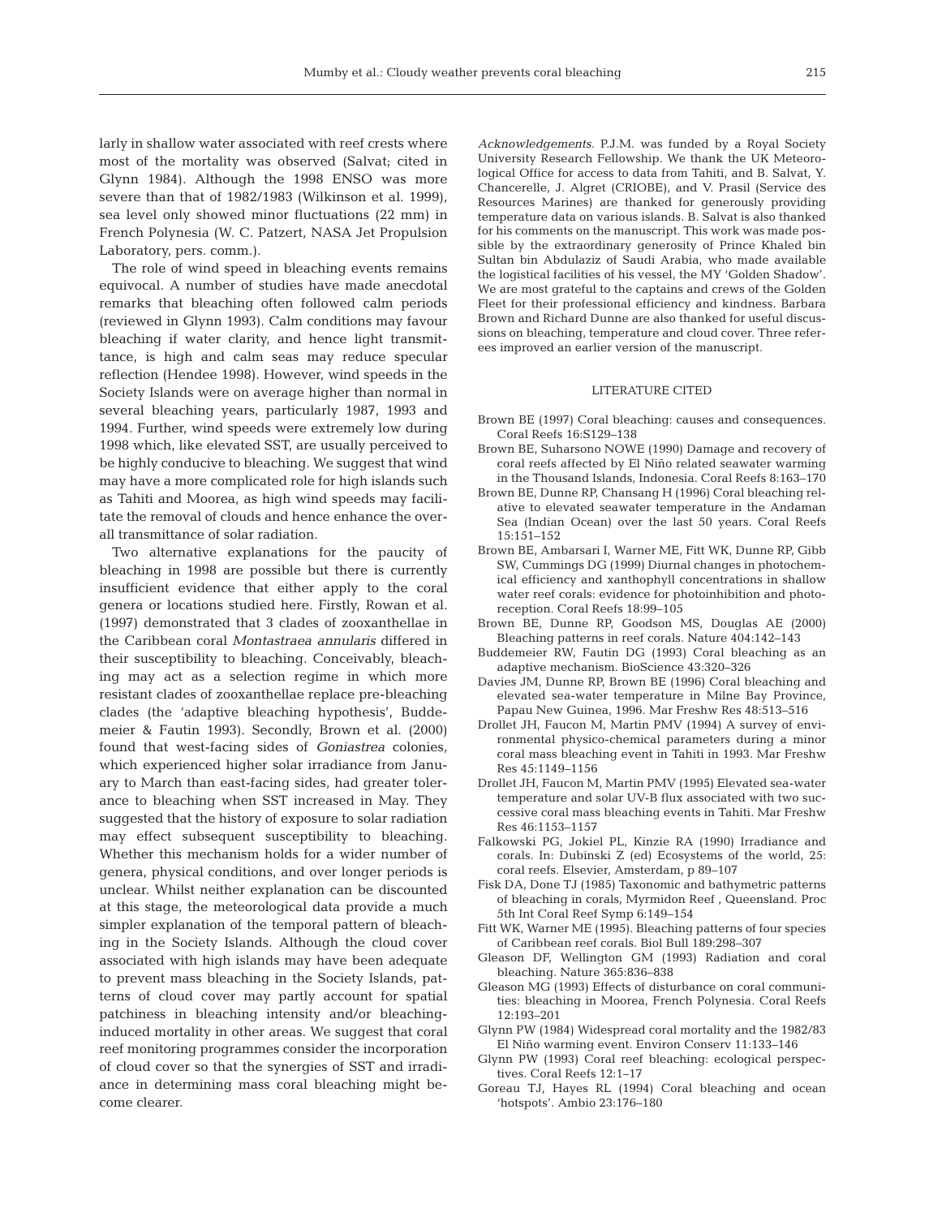larly in shallow water associated with reef crests where most of the mortality was observed (Salvat; cited in Glynn 1984). Although the 1998 ENSO was more severe than that of 1982/1983 (Wilkinson et al. 1999), sea level only showed minor fluctuations (22 mm) in French Polynesia (W. C. Patzert, NASA Jet Propulsion Laboratory, pers. comm.).

The role of wind speed in bleaching events remains equivocal. A number of studies have made anecdotal remarks that bleaching often followed calm periods (reviewed in Glynn 1993). Calm conditions may favour bleaching if water clarity, and hence light transmittance, is high and calm seas may reduce specular reflection (Hendee 1998). However, wind speeds in the Society Islands were on average higher than normal in several bleaching years, particularly 1987, 1993 and 1994. Further, wind speeds were extremely low during 1998 which, like elevated SST, are usually perceived to be highly conducive to bleaching. We suggest that wind may have a more complicated role for high islands such as Tahiti and Moorea, as high wind speeds may facilitate the removal of clouds and hence enhance the overall transmittance of solar radiation.

Two alternative explanations for the paucity of bleaching in 1998 are possible but there is currently insufficient evidence that either apply to the coral genera or locations studied here. Firstly, Rowan et al. (1997) demonstrated that 3 clades of zooxanthellae in the Caribbean coral *Montastraea annularis* differed in their susceptibility to bleaching. Conceivably, bleaching may act as a selection regime in which more resistant clades of zooxanthellae replace pre-bleaching clades (the 'adaptive bleaching hypothesis', Buddemeier & Fautin 1993). Secondly, Brown et al. (2000) found that west-facing sides of *Goniastrea* colonies, which experienced higher solar irradiance from January to March than east-facing sides, had greater tolerance to bleaching when SST increased in May. They suggested that the history of exposure to solar radiation may effect subsequent susceptibility to bleaching. Whether this mechanism holds for a wider number of genera, physical conditions, and over longer periods is unclear. Whilst neither explanation can be discounted at this stage, the meteorological data provide a much simpler explanation of the temporal pattern of bleaching in the Society Islands. Although the cloud cover associated with high islands may have been adequate to prevent mass bleaching in the Society Islands, patterns of cloud cover may partly account for spatial patchiness in bleaching intensity and/or bleaching-induced mortality in other areas. We suggest that coral reef monitoring programmes consider the incorporation of cloud cover so that the synergies of SST and irradiance in determining mass coral bleaching might become clearer.

*Acknowledgements.* P.J.M. was funded by a Royal Society University Research Fellowship. We thank the UK Meteorological Office for access to data from Tahiti, and B. Salvat, Y. Chancerelle, J. Algret (CRIOBE), and V. Prasil (Service des Resources Marines) are thanked for generously providing temperature data on various islands. B. Salvat is also thanked for his comments on the manuscript. This work was made possible by the extraordinary generosity of Prince Khaled bin Sultan bin Abdulaziz of Saudi Arabia, who made available the logistical facilities of his vessel, the MY 'Golden Shadow'. We are most grateful to the captains and crews of the Golden Fleet for their professional efficiency and kindness. Barbara Brown and Richard Dunne are also thanked for useful discussions on bleaching, temperature and cloud cover. Three referees improved an earlier version of the manuscript.

## LITERATURE CITED

Brown BE (1997) Coral bleaching: causes and consequences. Coral Reefs 16:S129–138

Brown BE, Suharsono NOWE (1990) Damage and recovery of coral reefs affected by El Niño related seawater warming in the Thousand Islands, Indonesia. Coral Reefs 8:163–170

Brown BE, Dunne RP, Chansang H (1996) Coral bleaching relative to elevated seawater temperature in the Andaman Sea (Indian Ocean) over the last 50 years. Coral Reefs 15:151–152

Brown BE, Ambarsari I, Warner ME, Fitt WK, Dunne RP, Gibb SW, Cummings DG (1999) Diurnal changes in photochemical efficiency and xanthophyll concentrations in shallow water reef corals: evidence for photoinhibition and photoreception. Coral Reefs 18:99–105

Brown BE, Dunne RP, Goodson MS, Douglas AE (2000) Bleaching patterns in reef corals. Nature 404:142–143

Buddemeier RW, Fautin DG (1993) Coral bleaching as an adaptive mechanism. BioScience 43:320–326

Davies JM, Dunne RP, Brown BE (1996) Coral bleaching and elevated sea-water temperature in Milne Bay Province, Papau New Guinea, 1996. Mar Freshw Res 48:513–516

Drollet JH, Faucon M, Martin PMV (1994) A survey of environmental physico-chemical parameters during a minor coral mass bleaching event in Tahiti in 1993. Mar Freshw Res 45:1149–1156

Drollet JH, Faucon M, Martin PMV (1995) Elevated sea-water temperature and solar UV-B flux associated with two successive coral mass bleaching events in Tahiti. Mar Freshw Res 46:1153–1157

Falkowski PG, Jokiel PL, Kinzie RA (1990) Irradiance and corals. In: Dubinski Z (ed) Ecosystems of the world, 25: coral reefs. Elsevier, Amsterdam, p 89–107

Fisk DA, Done TJ (1985) Taxonomic and bathymetric patterns of bleaching in corals, Myrmidon Reef , Queensland. Proc 5th Int Coral Reef Symp 6:149–154

Fitt WK, Warner ME (1995). Bleaching patterns of four species of Caribbean reef corals. Biol Bull 189:298–307

Gleason DF, Wellington GM (1993) Radiation and coral bleaching. Nature 365:836–838

Gleason MG (1993) Effects of disturbance on coral communities: bleaching in Moorea, French Polynesia. Coral Reefs 12:193–201

Glynn PW (1984) Widespread coral mortality and the 1982/83 El Niño warming event. Environ Conserv 11:133–146

Glynn PW (1993) Coral reef bleaching: ecological perspectives. Coral Reefs 12:1–17

Goreau TJ, Hayes RL (1994) Coral bleaching and ocean 'hotspots'. Ambio 23:176–180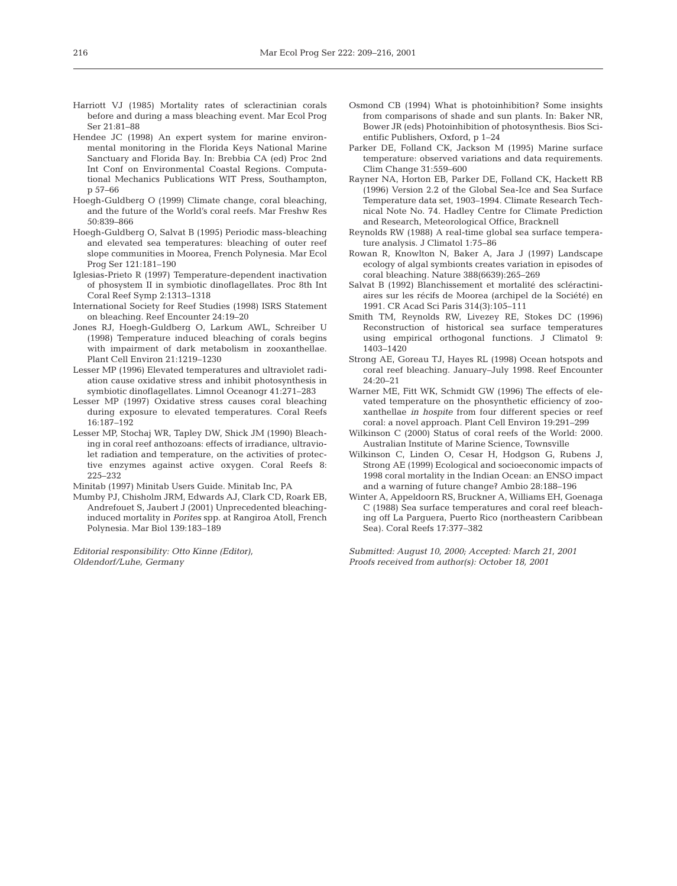Harriott VJ (1985) Mortality rates of scleractinian corals before and during a mass bleaching event. Mar Ecol Prog Ser 21:81–88

Hendee JC (1998) An expert system for marine environmental monitoring in the Florida Keys National Marine Sanctuary and Florida Bay. In: Brebbia CA (ed) Proc 2nd Int Conf on Environmental Coastal Regions. Computational Mechanics Publications WIT Press, Southampton, p 57–66

Hoegh-Guldberg O (1999) Climate change, coral bleaching, and the future of the World's coral reefs. Mar Freshw Res 50:839–866

Hoegh-Guldberg O, Salvat B (1995) Periodic mass-bleaching and elevated sea temperatures: bleaching of outer reef slope communities in Moorea, French Polynesia. Mar Ecol Prog Ser 121:181–190

Iglesias-Prieto R (1997) Temperature-dependent inactivation of phosystem II in symbiotic dinoflagellates. Proc 8th Int Coral Reef Symp 2:1313–1318

International Society for Reef Studies (1998) ISRS Statement on bleaching. Reef Encounter 24:19–20

Jones RJ, Hoegh-Guldberg O, Larkum AWL, Schreiber U (1998) Temperature induced bleaching of corals begins with impairment of dark metabolism in zooxanthellae. Plant Cell Environ 21:1219–1230

Lesser MP (1996) Elevated temperatures and ultraviolet radiation cause oxidative stress and inhibit photosynthesis in symbiotic dinoflagellates. Limnol Oceanogr 41:271–283

Lesser MP (1997) Oxidative stress causes coral bleaching during exposure to elevated temperatures. Coral Reefs 16:187–192

Lesser MP, Stochaj WR, Tapley DW, Shick JM (1990) Bleaching in coral reef anthozoans: effects of irradiance, ultraviolet radiation and temperature, on the activities of protective enzymes against active oxygen. Coral Reefs 8: 225–232

Minitab (1997) Minitab Users Guide. Minitab Inc, PA

Mumby PJ, Chisholm JRM, Edwards AJ, Clark CD, Roark EB, Andrefouet S, Jaubert J (2001) Unprecedented bleaching-induced mortality in *Porites* spp. at Rangiroa Atoll, French Polynesia. Mar Biol 139:183–189

Osmond CB (1994) What is photoinhibition? Some insights from comparisons of shade and sun plants. In: Baker NR, Bower JR (eds) Photoinhibition of photosynthesis. Bios Scientific Publishers, Oxford, p 1–24

Parker DE, Folland CK, Jackson M (1995) Marine surface temperature: observed variations and data requirements. Clim Change 31:559–600

Rayner NA, Horton EB, Parker DE, Folland CK, Hackett RB (1996) Version 2.2 of the Global Sea-Ice and Sea Surface Temperature data set, 1903–1994. Climate Research Technical Note No. 74. Hadley Centre for Climate Prediction and Research, Meteorological Office, Bracknell

Reynolds RW (1988) A real-time global sea surface temperature analysis. J Climatol 1:75–86

Rowan R, Knowlton N, Baker A, Jara J (1997) Landscape ecology of algal symbionts creates variation in episodes of coral bleaching. Nature 388(6639):265–269

Salvat B (1992) Blanchissement et mortalité des scléractiniaires sur les récifs de Moorea (archipel de la Société) en 1991. CR Acad Sci Paris 314(3):105–111

Smith TM, Reynolds RW, Livezey RE, Stokes DC (1996) Reconstruction of historical sea surface temperatures using empirical orthogonal functions. J Climatol 9: 1403–1420

Strong AE, Goreau TJ, Hayes RL (1998) Ocean hotspots and coral reef bleaching. January–July 1998. Reef Encounter 24:20–21

Warner ME, Fitt WK, Schmidt GW (1996) The effects of elevated temperature on the phosynthetic efficiency of zooxanthellae *in hospite* from four different species or reef coral: a novel approach. Plant Cell Environ 19:291–299

Wilkinson C (2000) Status of coral reefs of the World: 2000. Australian Institute of Marine Science, Townsville

Wilkinson C, Linden O, Cesar H, Hodgson G, Rubens J, Strong AE (1999) Ecological and socioeconomic impacts of 1998 coral mortality in the Indian Ocean: an ENSO impact and a warning of future change? Ambio 28:188–196

Winter A, Appeldoorn RS, Bruckner A, Williams EH, Goenaga C (1988) Sea surface temperatures and coral reef bleaching off La Parguera, Puerto Rico (northeastern Caribbean Sea). Coral Reefs 17:377–382

*Editorial responsibility: Otto Kinne (Editor), Oldendorf/Luhe, Germany*

*Submitted: August 10, 2000; Accepted: March 21, 2001*
*Proofs received from author(s): October 18, 2001*